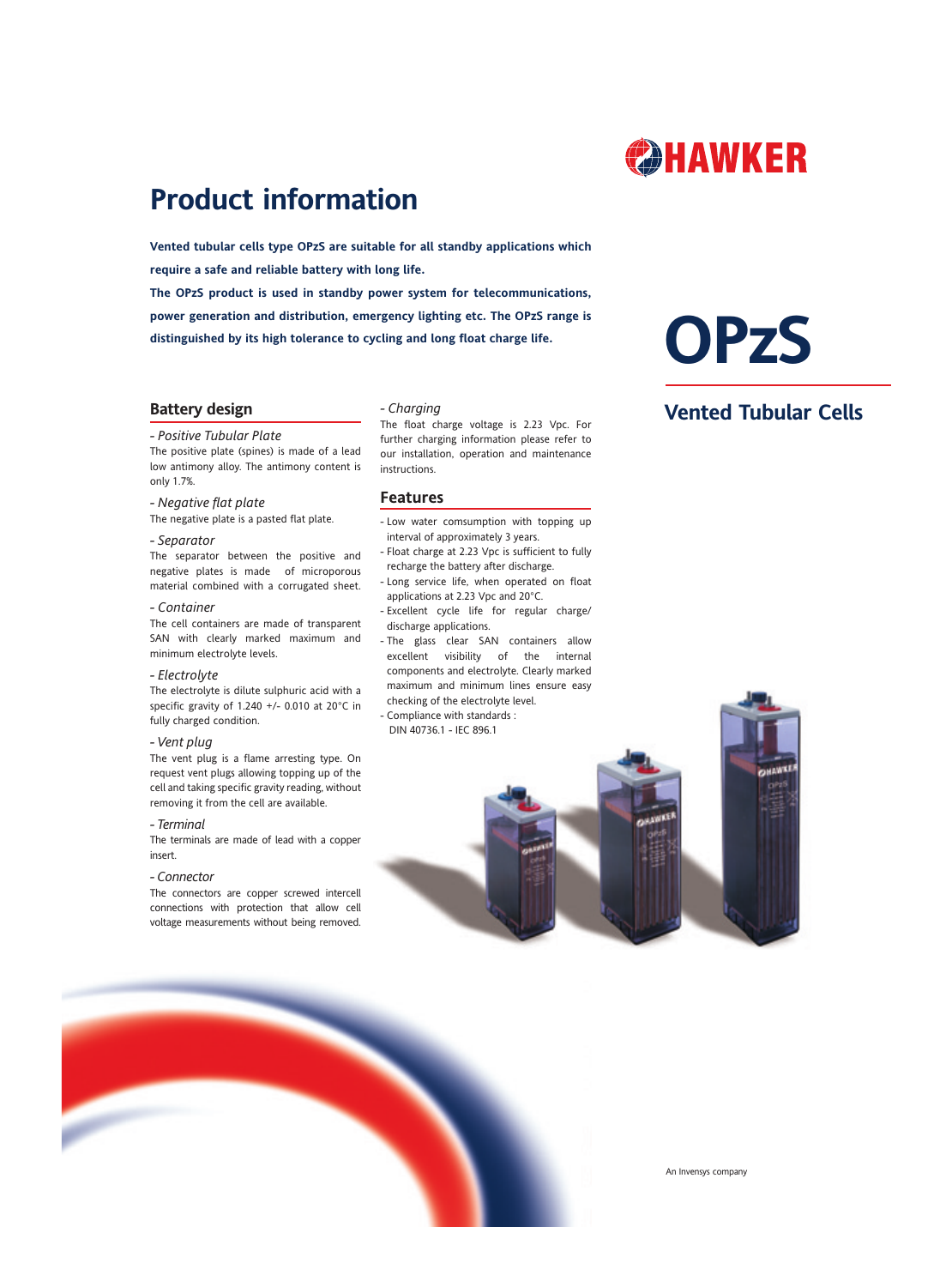# Product information

**Vented tubular cells type OPzS are suitable for all standby applications which require a safe and reliable battery with long life.**

**The OPzS product is used in standby power system for telecommunications, power generation and distribution, emergency lighting etc. The OPzS range is distinguished by its high tolerance to cycling and long float charge life.**

# OPzS

## Vented Tubular Cells

## Battery design

*- Positive Tubular Plate*

The positive plate (spines) is made of a lead low antimony alloy. The antimony content is only 1.7%.

*- Negative flat plate*

The negative plate is a pasted flat plate.

*- Separator*

The separator between the positive and negative plates is made of microporous material combined with a corrugated sheet.

*- Container*

The cell containers are made of transparent SAN with clearly marked maximum and minimum electrolyte levels.

*- Electrolyte*

The electrolyte is dilute sulphuric acid with a specific gravity of 1.240 +/- 0.010 at 20°C in fully charged condition.

*- Vent plug*

The vent plug is a flame arresting type. On request vent plugs allowing topping up of the cell and taking specific gravity reading, without removing it from the cell are available.

*- Terminal*

The terminals are made of lead with a copper insert.

*- Connector*

The connectors are copper screwed intercell connections with protection that allow cell voltage measurements without being removed.

*- Charging*

The float charge voltage is 2.23 Vpc. For further charging information please refer to our installation, operation and maintenance instructions.

## Features

- Low water comsumption with topping up interval of approximately 3 years.
- Float charge at 2.23 Vpc is sufficient to fully recharge the battery after discharge.
- Long service life, when operated on float applications at 2.23 Vpc and 20°C.
- Excellent cycle life for regular charge/discharge applications.
- The glass clear SAN containers allow excellent visibility of the internal components and electrolyte. Clearly marked maximum and minimum lines ensure easy checking of the electrolyte level.
- Compliance with standards : DIN 40736.1 - IEC 896.1

An Invensys company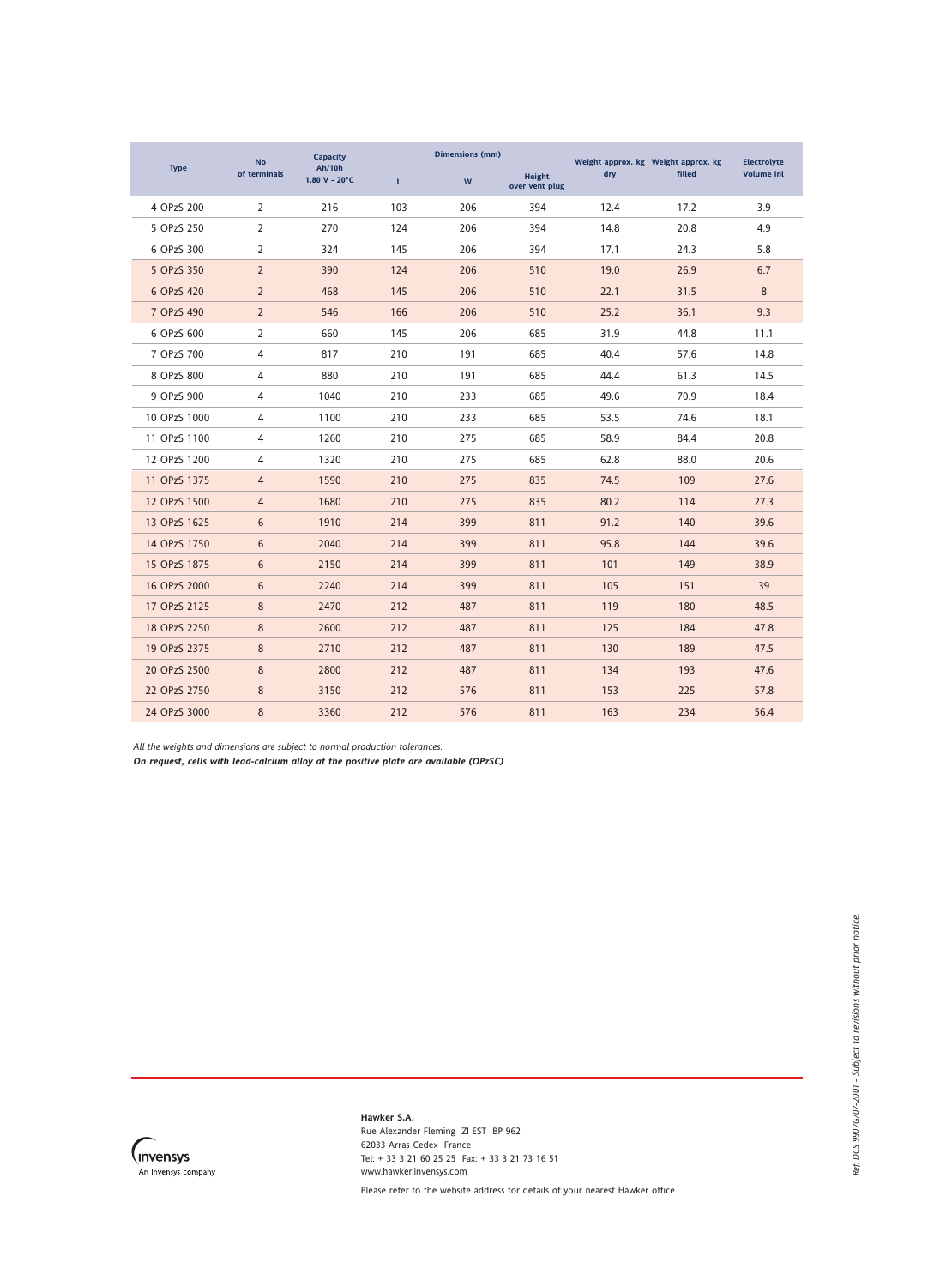| Type | No of terminals | Capacity Ah/10h 1.80 V - 20°C | Dimensions (mm) | | | Weight approx. kg dry | Weight approx. kg filled | Electrolyte Volume inl |
|---|---|---|---|---|---|---|---|---|
| | | | L | W | Height over vent plug | | | |
| 4 OPzS 200 | 2 | 216 | 103 | 206 | 394 | 12.4 | 17.2 | 3.9 |
| 5 OPzS 250 | 2 | 270 | 124 | 206 | 394 | 14.8 | 20.8 | 4.9 |
| 6 OPzS 300 | 2 | 324 | 145 | 206 | 394 | 17.1 | 24.3 | 5.8 |
| 5 OPzS 350 | 2 | 390 | 124 | 206 | 510 | 19.0 | 26.9 | 6.7 |
| 6 OPzS 420 | 2 | 468 | 145 | 206 | 510 | 22.1 | 31.5 | 8 |
| 7 OPzS 490 | 2 | 546 | 166 | 206 | 510 | 25.2 | 36.1 | 9.3 |
| 6 OPzS 600 | 2 | 660 | 145 | 206 | 685 | 31.9 | 44.8 | 11.1 |
| 7 OPzS 700 | 4 | 817 | 210 | 191 | 685 | 40.4 | 57.6 | 14.8 |
| 8 OPzS 800 | 4 | 880 | 210 | 191 | 685 | 44.4 | 61.3 | 14.5 |
| 9 OPzS 900 | 4 | 1040 | 210 | 233 | 685 | 49.6 | 70.9 | 18.4 |
| 10 OPzS 1000 | 4 | 1100 | 210 | 233 | 685 | 53.5 | 74.6 | 18.1 |
| 11 OPzS 1100 | 4 | 1260 | 210 | 275 | 685 | 58.9 | 84.4 | 20.8 |
| 12 OPzS 1200 | 4 | 1320 | 210 | 275 | 685 | 62.8 | 88.0 | 20.6 |
| 11 OPzS 1375 | 4 | 1590 | 210 | 275 | 835 | 74.5 | 109 | 27.6 |
| 12 OPzS 1500 | 4 | 1680 | 210 | 275 | 835 | 80.2 | 114 | 27.3 |
| 13 OPzS 1625 | 6 | 1910 | 214 | 399 | 811 | 91.2 | 140 | 39.6 |
| 14 OPzS 1750 | 6 | 2040 | 214 | 399 | 811 | 95.8 | 144 | 39.6 |
| 15 OPzS 1875 | 6 | 2150 | 214 | 399 | 811 | 101 | 149 | 38.9 |
| 16 OPzS 2000 | 6 | 2240 | 214 | 399 | 811 | 105 | 151 | 39 |
| 17 OPzS 2125 | 8 | 2470 | 212 | 487 | 811 | 119 | 180 | 48.5 |
| 18 OPzS 2250 | 8 | 2600 | 212 | 487 | 811 | 125 | 184 | 47.8 |
| 19 OPzS 2375 | 8 | 2710 | 212 | 487 | 811 | 130 | 189 | 47.5 |
| 20 OPzS 2500 | 8 | 2800 | 212 | 487 | 811 | 134 | 193 | 47.6 |
| 22 OPzS 2750 | 8 | 3150 | 212 | 576 | 811 | 153 | 225 | 57.8 |
| 24 OPzS 3000 | 8 | 3360 | 212 | 576 | 811 | 163 | 234 | 56.4 |

*All the weights and dimensions are subject to normal production tolerances.*

***On request, cells with lead-calcium alloy at the positive plate are available (OPzSC)***

Invensys
An Invensys company

**Hawker S.A.**
Rue Alexander Fleming ZI EST BP 962
62033 Arras Cedex France
Tel: + 33 3 21 60 25 25 Fax: + 33 3 21 73 16 51
www.hawker.invensys.com

Please refer to the website address for details of your nearest Hawker office

*Ref. DCS 9907G/07-2001 - Subject to revisions without prior notice.*